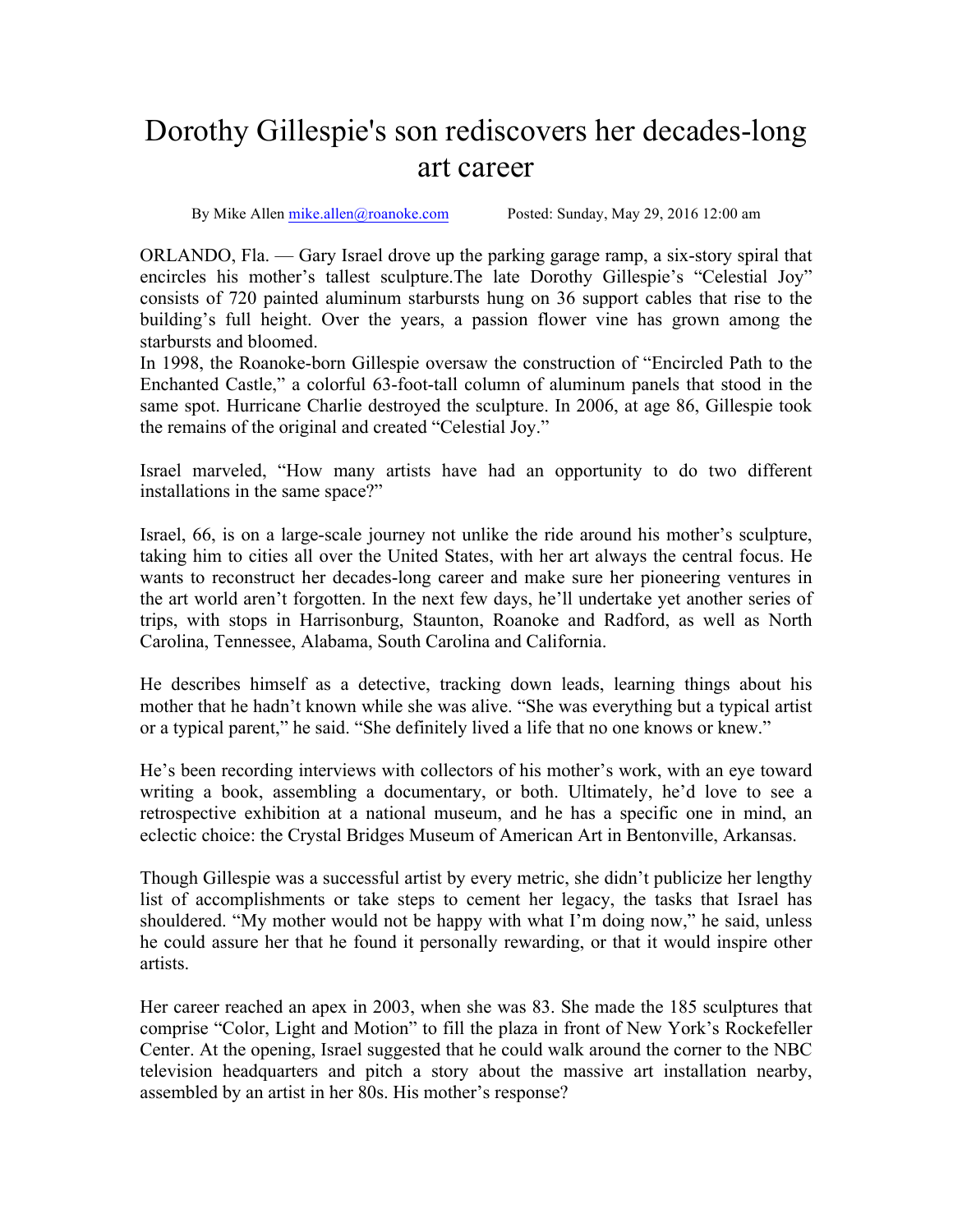# Dorothy Gillespie's son rediscovers her decades-long art career

By Mike Allen mike.allen@roanoke.com Posted: Sunday, May 29, 2016 12:00 am

ORLANDO, Fla. — Gary Israel drove up the parking garage ramp, a six-story spiral that encircles his mother's tallest sculpture.The late Dorothy Gillespie's "Celestial Joy" consists of 720 painted aluminum starbursts hung on 36 support cables that rise to the building's full height. Over the years, a passion flower vine has grown among the starbursts and bloomed.

In 1998, the Roanoke-born Gillespie oversaw the construction of "Encircled Path to the Enchanted Castle," a colorful 63-foot-tall column of aluminum panels that stood in the same spot. Hurricane Charlie destroyed the sculpture. In 2006, at age 86, Gillespie took the remains of the original and created "Celestial Joy."

Israel marveled, "How many artists have had an opportunity to do two different installations in the same space?"

Israel, 66, is on a large-scale journey not unlike the ride around his mother's sculpture, taking him to cities all over the United States, with her art always the central focus. He wants to reconstruct her decades-long career and make sure her pioneering ventures in the art world aren't forgotten. In the next few days, he'll undertake yet another series of trips, with stops in Harrisonburg, Staunton, Roanoke and Radford, as well as North Carolina, Tennessee, Alabama, South Carolina and California.

He describes himself as a detective, tracking down leads, learning things about his mother that he hadn't known while she was alive. "She was everything but a typical artist or a typical parent," he said. "She definitely lived a life that no one knows or knew."

He's been recording interviews with collectors of his mother's work, with an eye toward writing a book, assembling a documentary, or both. Ultimately, he'd love to see a retrospective exhibition at a national museum, and he has a specific one in mind, an eclectic choice: the Crystal Bridges Museum of American Art in Bentonville, Arkansas.

Though Gillespie was a successful artist by every metric, she didn't publicize her lengthy list of accomplishments or take steps to cement her legacy, the tasks that Israel has shouldered. "My mother would not be happy with what I'm doing now," he said, unless he could assure her that he found it personally rewarding, or that it would inspire other artists.

Her career reached an apex in 2003, when she was 83. She made the 185 sculptures that comprise "Color, Light and Motion" to fill the plaza in front of New York's Rockefeller Center. At the opening, Israel suggested that he could walk around the corner to the NBC television headquarters and pitch a story about the massive art installation nearby, assembled by an artist in her 80s. His mother's response?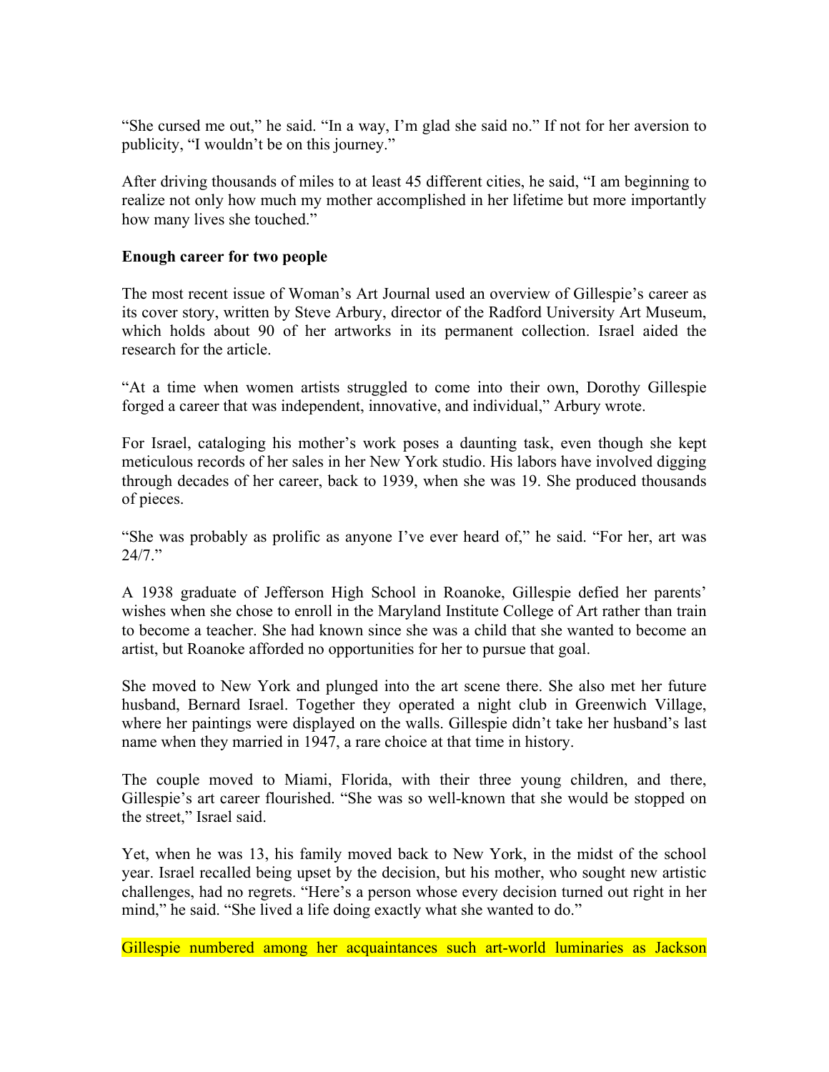"She cursed me out," he said. "In a way, I'm glad she said no." If not for her aversion to publicity, "I wouldn't be on this journey."

After driving thousands of miles to at least 45 different cities, he said, "I am beginning to realize not only how much my mother accomplished in her lifetime but more importantly how many lives she touched."

**Enough career for two people**

The most recent issue of Woman's Art Journal used an overview of Gillespie's career as its cover story, written by Steve Arbury, director of the Radford University Art Museum, which holds about 90 of her artworks in its permanent collection. Israel aided the research for the article.

"At a time when women artists struggled to come into their own, Dorothy Gillespie forged a career that was independent, innovative, and individual," Arbury wrote.

For Israel, cataloging his mother's work poses a daunting task, even though she kept meticulous records of her sales in her New York studio. His labors have involved digging through decades of her career, back to 1939, when she was 19. She produced thousands of pieces.

"She was probably as prolific as anyone I've ever heard of," he said. "For her, art was 24/7."

A 1938 graduate of Jefferson High School in Roanoke, Gillespie defied her parents' wishes when she chose to enroll in the Maryland Institute College of Art rather than train to become a teacher. She had known since she was a child that she wanted to become an artist, but Roanoke afforded no opportunities for her to pursue that goal.

She moved to New York and plunged into the art scene there. She also met her future husband, Bernard Israel. Together they operated a night club in Greenwich Village, where her paintings were displayed on the walls. Gillespie didn't take her husband's last name when they married in 1947, a rare choice at that time in history.

The couple moved to Miami, Florida, with their three young children, and there, Gillespie's art career flourished. "She was so well-known that she would be stopped on the street," Israel said.

Yet, when he was 13, his family moved back to New York, in the midst of the school year. Israel recalled being upset by the decision, but his mother, who sought new artistic challenges, had no regrets. "Here's a person whose every decision turned out right in her mind," he said. "She lived a life doing exactly what she wanted to do."

Gillespie numbered among her acquaintances such art-world luminaries as Jackson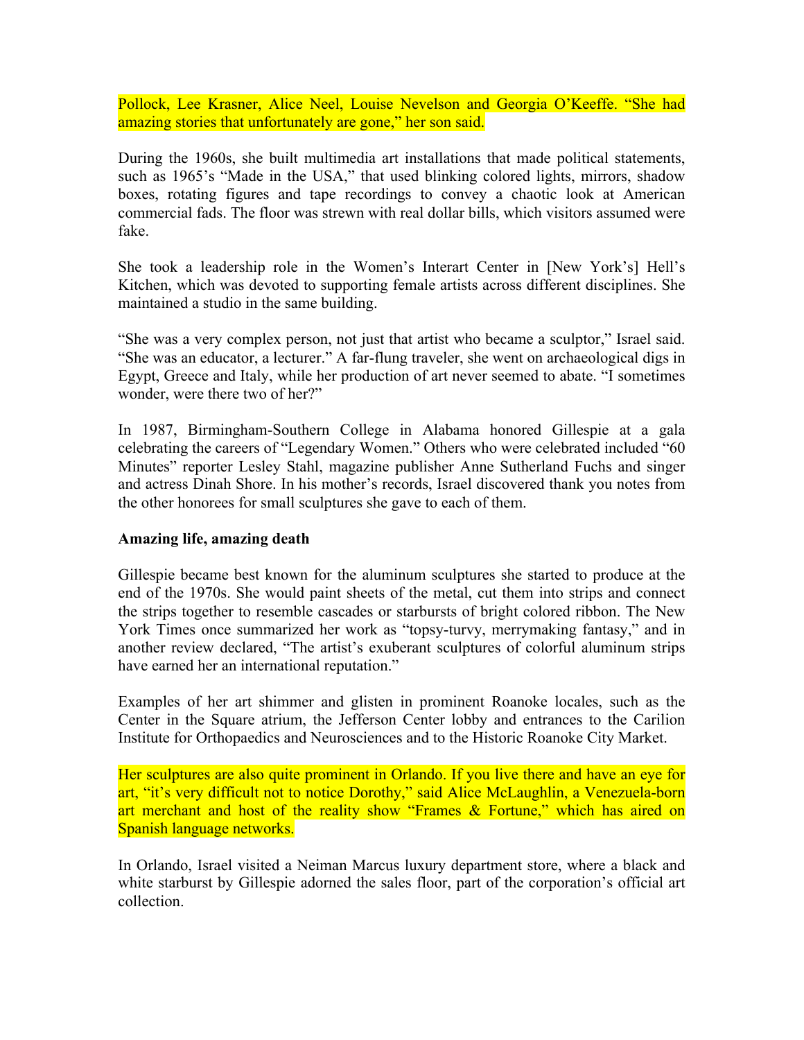Pollock, Lee Krasner, Alice Neel, Louise Nevelson and Georgia O'Keeffe. "She had amazing stories that unfortunately are gone," her son said.

During the 1960s, she built multimedia art installations that made political statements, such as 1965's "Made in the USA," that used blinking colored lights, mirrors, shadow boxes, rotating figures and tape recordings to convey a chaotic look at American commercial fads. The floor was strewn with real dollar bills, which visitors assumed were fake.

She took a leadership role in the Women's Interart Center in [New York's] Hell's Kitchen, which was devoted to supporting female artists across different disciplines. She maintained a studio in the same building.

"She was a very complex person, not just that artist who became a sculptor," Israel said. "She was an educator, a lecturer." A far-flung traveler, she went on archaeological digs in Egypt, Greece and Italy, while her production of art never seemed to abate. "I sometimes wonder, were there two of her?"

In 1987, Birmingham-Southern College in Alabama honored Gillespie at a gala celebrating the careers of "Legendary Women." Others who were celebrated included "60 Minutes" reporter Lesley Stahl, magazine publisher Anne Sutherland Fuchs and singer and actress Dinah Shore. In his mother's records, Israel discovered thank you notes from the other honorees for small sculptures she gave to each of them.

**Amazing life, amazing death**

Gillespie became best known for the aluminum sculptures she started to produce at the end of the 1970s. She would paint sheets of the metal, cut them into strips and connect the strips together to resemble cascades or starbursts of bright colored ribbon. The New York Times once summarized her work as "topsy-turvy, merrymaking fantasy," and in another review declared, "The artist's exuberant sculptures of colorful aluminum strips have earned her an international reputation."

Examples of her art shimmer and glisten in prominent Roanoke locales, such as the Center in the Square atrium, the Jefferson Center lobby and entrances to the Carilion Institute for Orthopaedics and Neurosciences and to the Historic Roanoke City Market.

Her sculptures are also quite prominent in Orlando. If you live there and have an eye for art, "it's very difficult not to notice Dorothy," said Alice McLaughlin, a Venezuela-born art merchant and host of the reality show "Frames & Fortune," which has aired on Spanish language networks.

In Orlando, Israel visited a Neiman Marcus luxury department store, where a black and white starburst by Gillespie adorned the sales floor, part of the corporation's official art collection.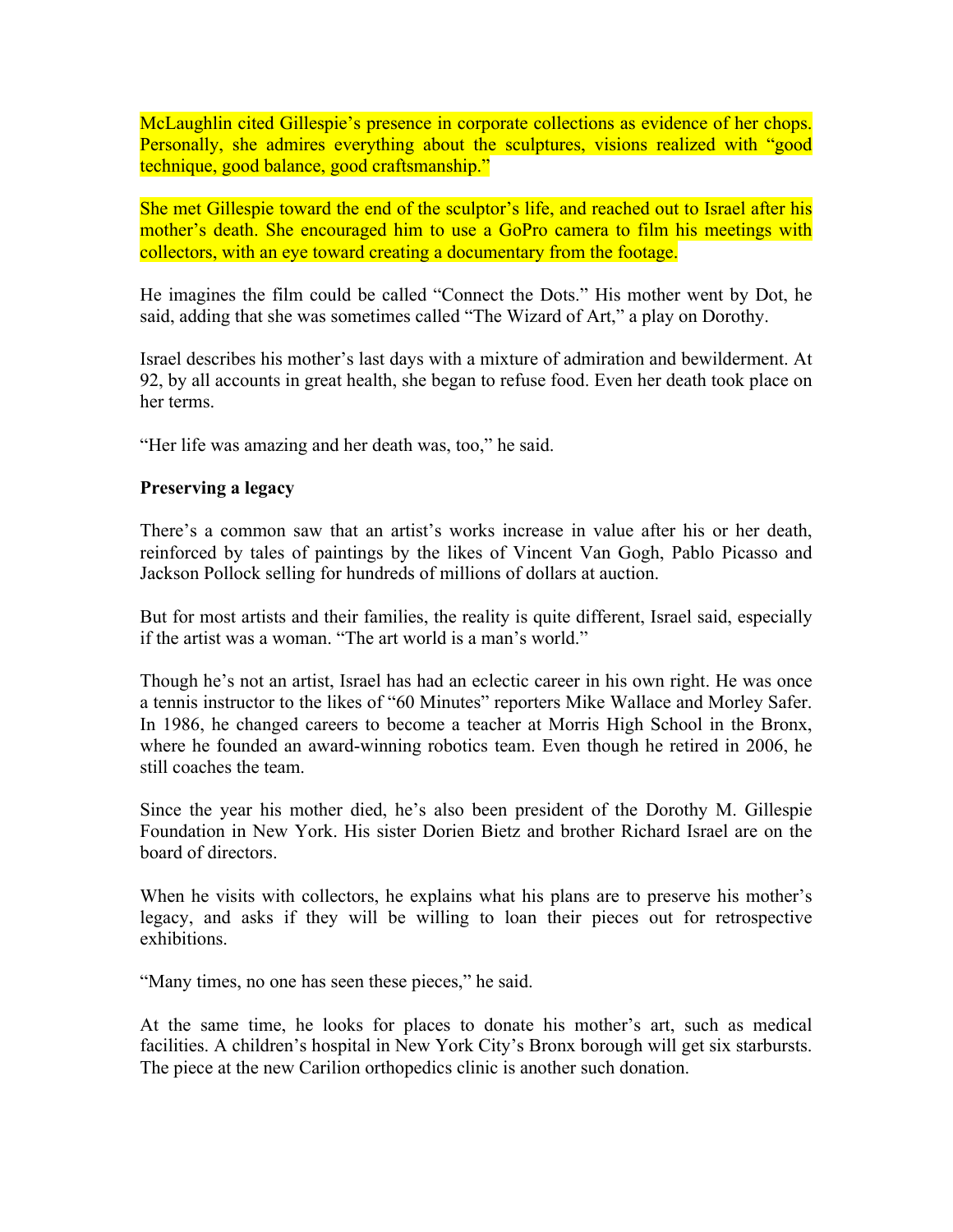McLaughlin cited Gillespie's presence in corporate collections as evidence of her chops. Personally, she admires everything about the sculptures, visions realized with "good technique, good balance, good craftsmanship."

She met Gillespie toward the end of the sculptor's life, and reached out to Israel after his mother's death. She encouraged him to use a GoPro camera to film his meetings with collectors, with an eye toward creating a documentary from the footage.

He imagines the film could be called "Connect the Dots." His mother went by Dot, he said, adding that she was sometimes called "The Wizard of Art," a play on Dorothy.

Israel describes his mother's last days with a mixture of admiration and bewilderment. At 92, by all accounts in great health, she began to refuse food. Even her death took place on her terms.

"Her life was amazing and her death was, too," he said.

**Preserving a legacy**

There's a common saw that an artist's works increase in value after his or her death, reinforced by tales of paintings by the likes of Vincent Van Gogh, Pablo Picasso and Jackson Pollock selling for hundreds of millions of dollars at auction.

But for most artists and their families, the reality is quite different, Israel said, especially if the artist was a woman. "The art world is a man's world."

Though he's not an artist, Israel has had an eclectic career in his own right. He was once a tennis instructor to the likes of "60 Minutes" reporters Mike Wallace and Morley Safer. In 1986, he changed careers to become a teacher at Morris High School in the Bronx, where he founded an award-winning robotics team. Even though he retired in 2006, he still coaches the team.

Since the year his mother died, he's also been president of the Dorothy M. Gillespie Foundation in New York. His sister Dorien Bietz and brother Richard Israel are on the board of directors.

When he visits with collectors, he explains what his plans are to preserve his mother's legacy, and asks if they will be willing to loan their pieces out for retrospective exhibitions.

"Many times, no one has seen these pieces," he said.

At the same time, he looks for places to donate his mother's art, such as medical facilities. A children's hospital in New York City's Bronx borough will get six starbursts. The piece at the new Carilion orthopedics clinic is another such donation.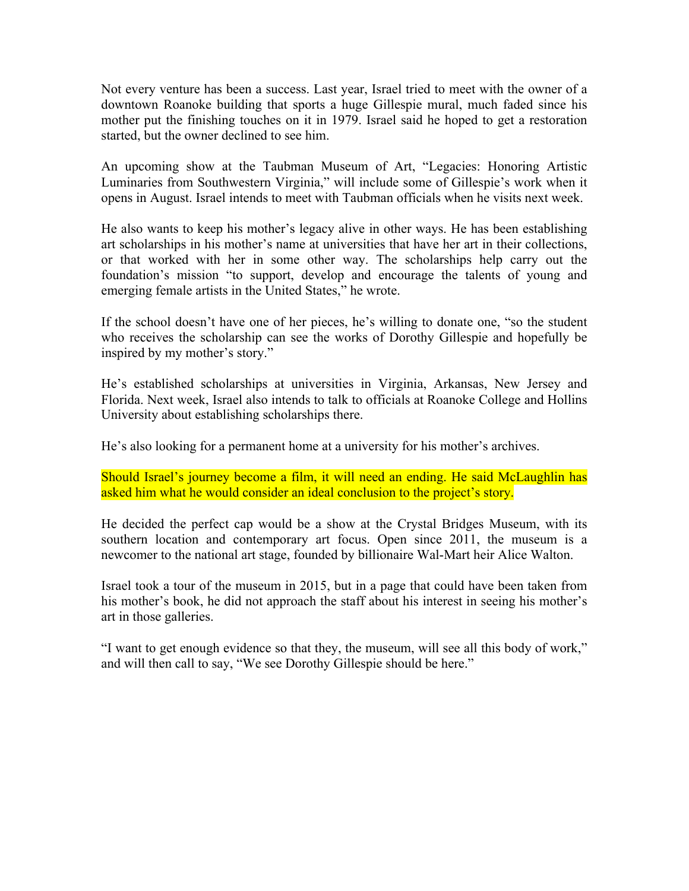Not every venture has been a success. Last year, Israel tried to meet with the owner of a downtown Roanoke building that sports a huge Gillespie mural, much faded since his mother put the finishing touches on it in 1979. Israel said he hoped to get a restoration started, but the owner declined to see him.

An upcoming show at the Taubman Museum of Art, "Legacies: Honoring Artistic Luminaries from Southwestern Virginia," will include some of Gillespie's work when it opens in August. Israel intends to meet with Taubman officials when he visits next week.

He also wants to keep his mother's legacy alive in other ways. He has been establishing art scholarships in his mother's name at universities that have her art in their collections, or that worked with her in some other way. The scholarships help carry out the foundation's mission "to support, develop and encourage the talents of young and emerging female artists in the United States," he wrote.

If the school doesn't have one of her pieces, he's willing to donate one, "so the student who receives the scholarship can see the works of Dorothy Gillespie and hopefully be inspired by my mother's story."

He's established scholarships at universities in Virginia, Arkansas, New Jersey and Florida. Next week, Israel also intends to talk to officials at Roanoke College and Hollins University about establishing scholarships there.

He's also looking for a permanent home at a university for his mother's archives.

Should Israel's journey become a film, it will need an ending. He said McLaughlin has asked him what he would consider an ideal conclusion to the project's story.

He decided the perfect cap would be a show at the Crystal Bridges Museum, with its southern location and contemporary art focus. Open since 2011, the museum is a newcomer to the national art stage, founded by billionaire Wal-Mart heir Alice Walton.

Israel took a tour of the museum in 2015, but in a page that could have been taken from his mother's book, he did not approach the staff about his interest in seeing his mother's art in those galleries.

"I want to get enough evidence so that they, the museum, will see all this body of work," and will then call to say, "We see Dorothy Gillespie should be here."